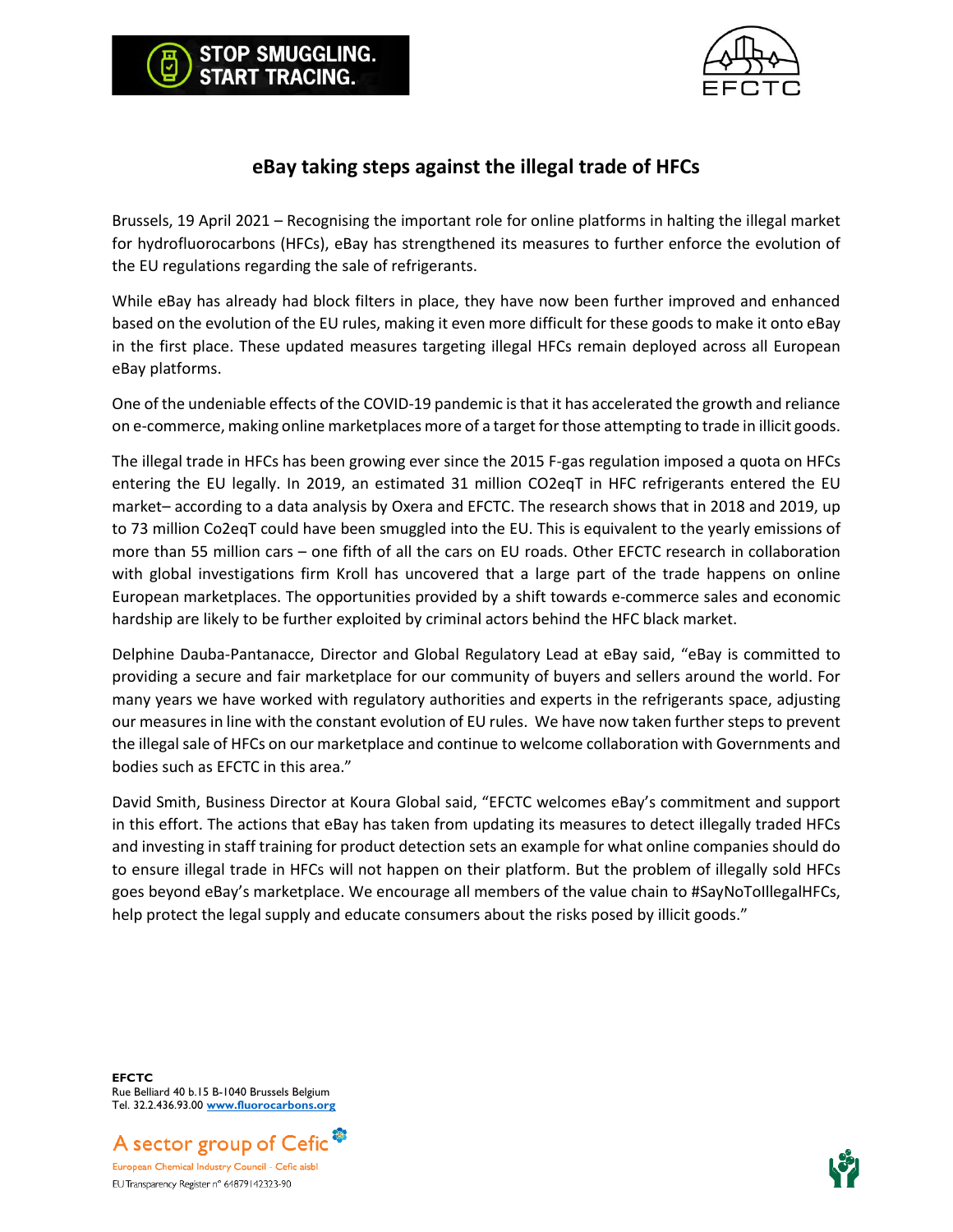STOP SMUGGLING. START TRACING.

# eBay taking steps against the illegal trade of HFCs

Brussels, 19 April 2021 – Recognising the important role for online platforms in halting the illegal market for hydrofluorocarbons (HFCs), eBay has strengthened its measures to further enforce the evolution of the EU regulations regarding the sale of refrigerants.

While eBay has already had block filters in place, they have now been further improved and enhanced based on the evolution of the EU rules, making it even more difficult for these goods to make it onto eBay in the first place. These updated measures targeting illegal HFCs remain deployed across all European eBay platforms.

One of the undeniable effects of the COVID-19 pandemic is that it has accelerated the growth and reliance on e-commerce, making online marketplaces more of a target for those attempting to trade in illicit goods.

The illegal trade in HFCs has been growing ever since the 2015 F-gas regulation imposed a quota on HFCs entering the EU legally. In 2019, an estimated 31 million CO2eqT in HFC refrigerants entered the EU market– according to a data analysis by Oxera and EFCTC. The research shows that in 2018 and 2019, up to 73 million Co2eqT could have been smuggled into the EU. This is equivalent to the yearly emissions of more than 55 million cars – one fifth of all the cars on EU roads. Other EFCTC research in collaboration with global investigations firm Kroll has uncovered that a large part of the trade happens on online European marketplaces. The opportunities provided by a shift towards e-commerce sales and economic hardship are likely to be further exploited by criminal actors behind the HFC black market.

Delphine Dauba-Pantanacce, Director and Global Regulatory Lead at eBay said, "eBay is committed to providing a secure and fair marketplace for our community of buyers and sellers around the world. For many years we have worked with regulatory authorities and experts in the refrigerants space, adjusting our measures in line with the constant evolution of EU rules. We have now taken further steps to prevent the illegal sale of HFCs on our marketplace and continue to welcome collaboration with Governments and bodies such as EFCTC in this area."

David Smith, Business Director at Koura Global said, "EFCTC welcomes eBay's commitment and support in this effort. The actions that eBay has taken from updating its measures to detect illegally traded HFCs and investing in staff training for product detection sets an example for what online companies should do to ensure illegal trade in HFCs will not happen on their platform. But the problem of illegally sold HFCs goes beyond eBay's marketplace. We encourage all members of the value chain to #SayNoToIllegalHFCs, help protect the legal supply and educate consumers about the risks posed by illicit goods."

**EFCTC**
Rue Belliard 40 b.15 B-1040 Brussels Belgium
Tel. 32.2.436.93.00 www.fluorocarbons.org

A sector group of Cefic
European Chemical Industry Council - Cefic aisbl
EU Transparency Register n° 64879142323-90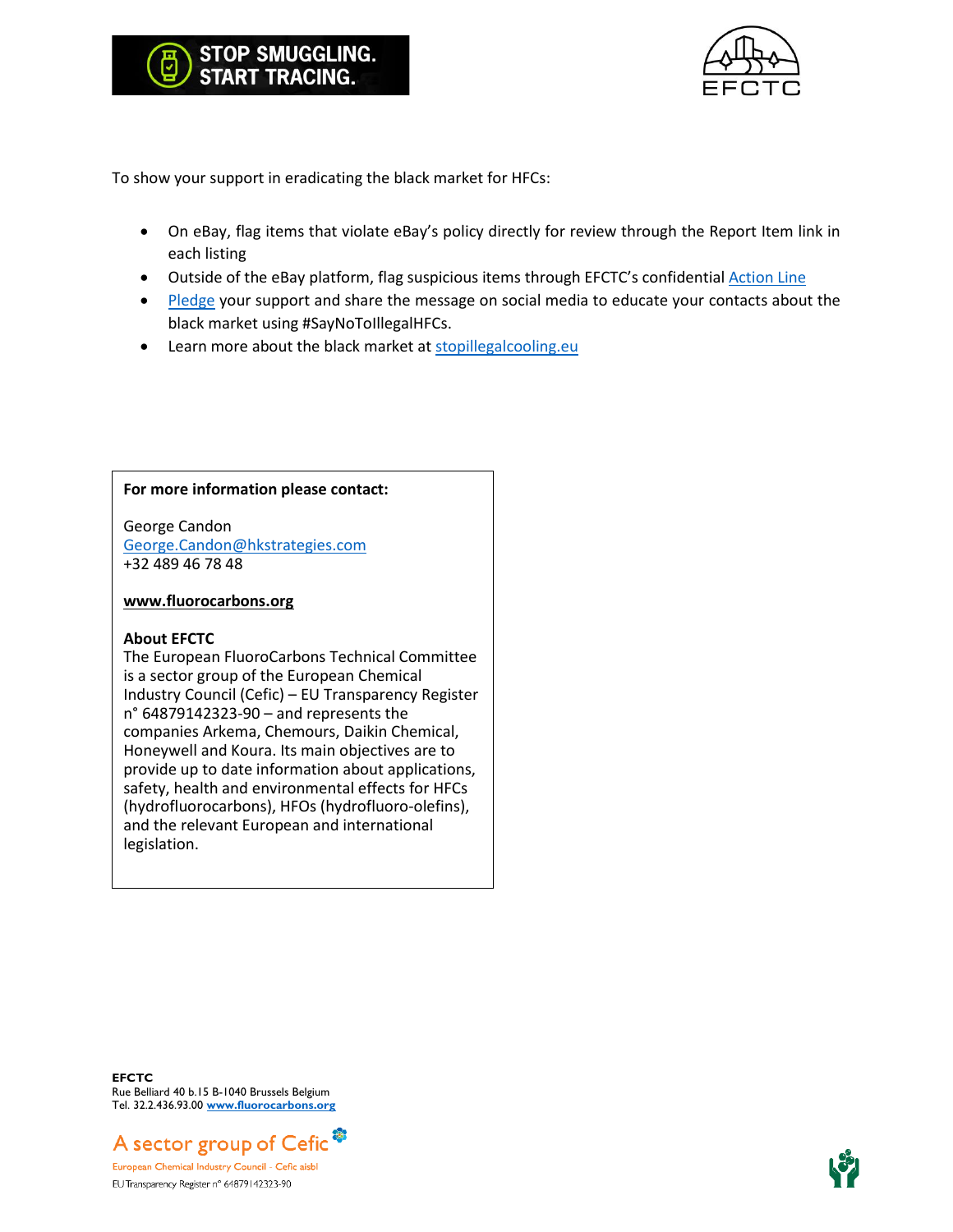To show your support in eradicating the black market for HFCs:

- On eBay, flag items that violate eBay's policy directly for review through the Report Item link in each listing
- Outside of the eBay platform, flag suspicious items through EFCTC's confidential Action Line
- Pledge your support and share the message on social media to educate your contacts about the black market using #SayNoToIllegalHFCs.
- Learn more about the black market at stopillegalcooling.eu

**For more information please contact:**

George Candon
George.Candon@hkstrategies.com
+32 489 46 78 48

**www.fluorocarbons.org**

**About EFCTC**
The European FluoroCarbons Technical Committee is a sector group of the European Chemical Industry Council (Cefic) – EU Transparency Register n° 64879142323-90 – and represents the companies Arkema, Chemours, Daikin Chemical, Honeywell and Koura. Its main objectives are to provide up to date information about applications, safety, health and environmental effects for HFCs (hydrofluorocarbons), HFOs (hydrofluoro-olefins), and the relevant European and international legislation.

**EFCTC**
Rue Belliard 40 b.15 B-1040 Brussels Belgium
Tel. 32.2.436.93.00 **www.fluorocarbons.org**

A sector group of Cefic
European Chemical Industry Council - Cefic aisbl
EU Transparency Register n° 64879142323-90